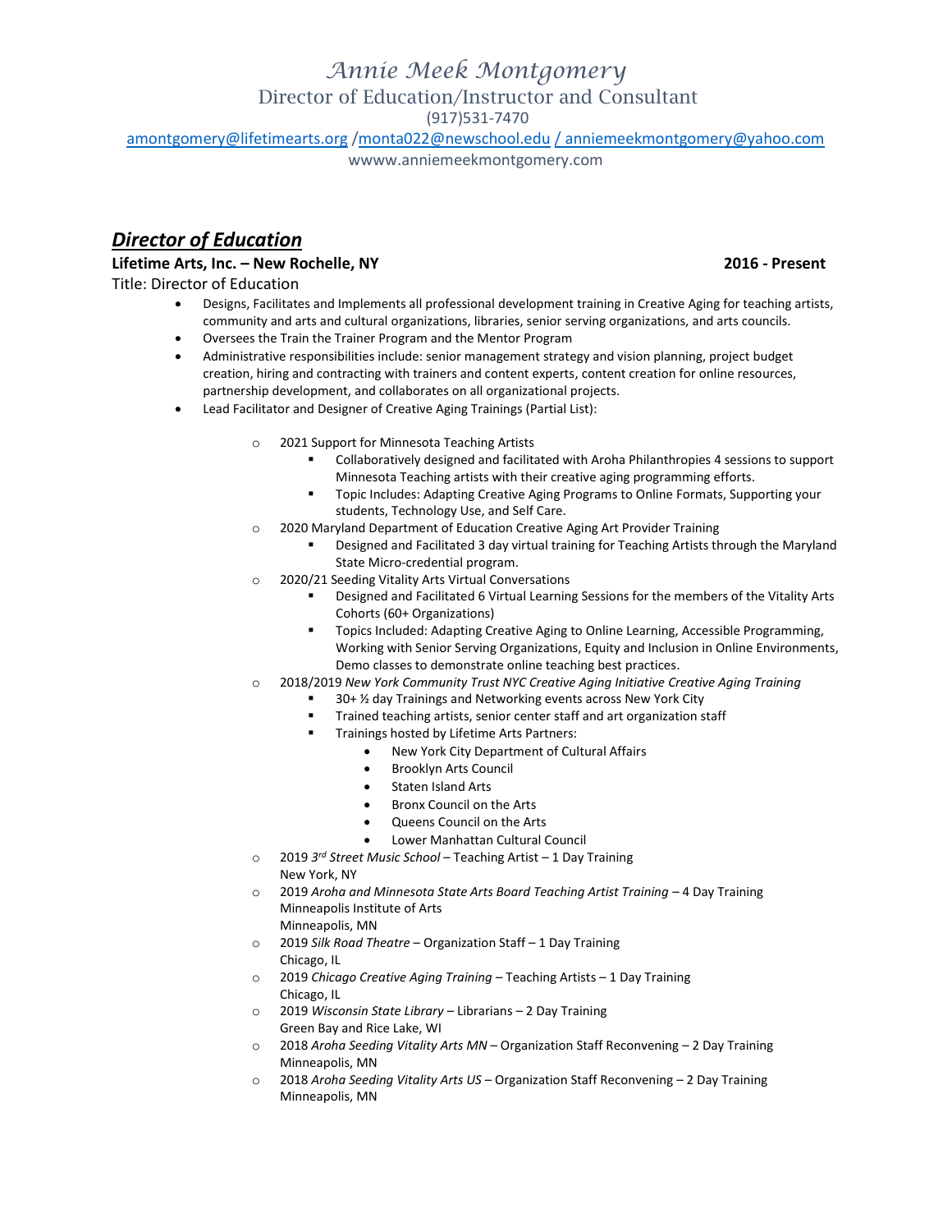# Annie Meek Montgomery

Director of Education/Instructor and Consultant

(917)531-7470

amontgomery@lifetimearts.org /monta022@newschool.edu / anniemeekmontgomery@yahoo.com

wwww.anniemeekmontgomery.com

## ***Director of Education***

**Lifetime Arts, Inc. – New Rochelle, NY** **2016 - Present**

Title: Director of Education

- Designs, Facilitates and Implements all professional development training in Creative Aging for teaching artists, community and arts and cultural organizations, libraries, senior serving organizations, and arts councils.
- Oversees the Train the Trainer Program and the Mentor Program
- Administrative responsibilities include: senior management strategy and vision planning, project budget creation, hiring and contracting with trainers and content experts, content creation for online resources, partnership development, and collaborates on all organizational projects.
- Lead Facilitator and Designer of Creative Aging Trainings (Partial List):
    - 2021 Support for Minnesota Teaching Artists
        - Collaboratively designed and facilitated with Aroha Philanthropies 4 sessions to support Minnesota Teaching artists with their creative aging programming efforts.
        - Topic Includes: Adapting Creative Aging Programs to Online Formats, Supporting your students, Technology Use, and Self Care.
    - 2020 Maryland Department of Education Creative Aging Art Provider Training
        - Designed and Facilitated 3 day virtual training for Teaching Artists through the Maryland State Micro-credential program.
    - 2020/21 Seeding Vitality Arts Virtual Conversations
        - Designed and Facilitated 6 Virtual Learning Sessions for the members of the Vitality Arts Cohorts (60+ Organizations)
        - Topics Included: Adapting Creative Aging to Online Learning, Accessible Programming, Working with Senior Serving Organizations, Equity and Inclusion in Online Environments, Demo classes to demonstrate online teaching best practices.
    - 2018/2019 *New York Community Trust NYC Creative Aging Initiative Creative Aging Training*
        - 30+ ½ day Trainings and Networking events across New York City
        - Trained teaching artists, senior center staff and art organization staff
        - Trainings hosted by Lifetime Arts Partners:
            - New York City Department of Cultural Affairs
            - Brooklyn Arts Council
            - Staten Island Arts
            - Bronx Council on the Arts
            - Queens Council on the Arts
            - Lower Manhattan Cultural Council
    - 2019 *3rd Street Music School* – Teaching Artist – 1 Day Training
      New York, NY
    - 2019 *Aroha and Minnesota State Arts Board Teaching Artist Training* – 4 Day Training
      Minneapolis Institute of Arts
      Minneapolis, MN
    - 2019 *Silk Road Theatre* – Organization Staff – 1 Day Training
      Chicago, IL
    - 2019 *Chicago Creative Aging Training* – Teaching Artists – 1 Day Training
      Chicago, IL
    - 2019 *Wisconsin State Library* – Librarians – 2 Day Training
      Green Bay and Rice Lake, WI
    - 2018 *Aroha Seeding Vitality Arts MN* – Organization Staff Reconvening – 2 Day Training
      Minneapolis, MN
    - 2018 *Aroha Seeding Vitality Arts US* – Organization Staff Reconvening – 2 Day Training
      Minneapolis, MN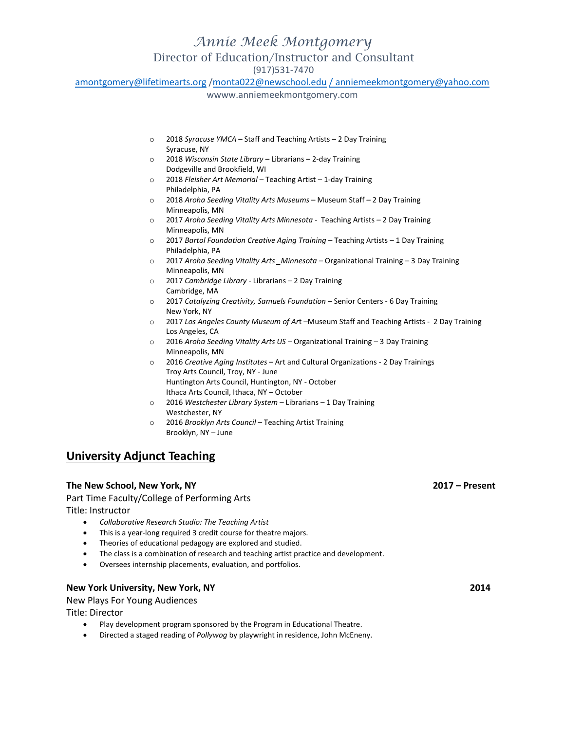# Annie Meek Montgomery

Director of Education/Instructor and Consultant

(917)531-7470

amontgomery@lifetimearts.org /monta022@newschool.edu / anniemeekmontgomery@yahoo.com

wwww.anniemeekmontgomery.com

- 2018 *Syracuse YMCA* – Staff and Teaching Artists – 2 Day Training
  Syracuse, NY
- 2018 *Wisconsin State Library* – Librarians – 2-day Training
  Dodgeville and Brookfield, WI
- 2018 *Fleisher Art Memorial* – Teaching Artist – 1-day Training
  Philadelphia, PA
- 2018 *Aroha Seeding Vitality Arts Museums* – Museum Staff – 2 Day Training
  Minneapolis, MN
- 2017 *Aroha Seeding Vitality Arts Minnesota* - Teaching Artists – 2 Day Training
  Minneapolis, MN
- 2017 *Bartol Foundation Creative Aging Training* – Teaching Artists – 1 Day Training
  Philadelphia, PA
- 2017 *Aroha Seeding Vitality Arts _Minnesota* – Organizational Training – 3 Day Training
  Minneapolis, MN
- 2017 *Cambridge Library* - Librarians – 2 Day Training
  Cambridge, MA
- 2017 *Catalyzing Creativity, Samuels Foundation* – Senior Centers - 6 Day Training
  New York, NY
- 2017 *Los Angeles County Museum of Art* –Museum Staff and Teaching Artists - 2 Day Training
  Los Angeles, CA
- 2016 *Aroha Seeding Vitality Arts US* – Organizational Training – 3 Day Training
  Minneapolis, MN
- 2016 *Creative Aging Institutes* – Art and Cultural Organizations - 2 Day Trainings
  Troy Arts Council, Troy, NY - June
  Huntington Arts Council, Huntington, NY - October
  Ithaca Arts Council, Ithaca, NY – October
- 2016 *Westchester Library System* – Librarians – 1 Day Training
  Westchester, NY
- 2016 *Brooklyn Arts Council* – Teaching Artist Training
  Brooklyn, NY – June

## University Adjunct Teaching

**The New School, New York, NY** **2017 – Present**

Part Time Faculty/College of Performing Arts

Title: Instructor

- *Collaborative Research Studio: The Teaching Artist*
- This is a year-long required 3 credit course for theatre majors.
- Theories of educational pedagogy are explored and studied.
- The class is a combination of research and teaching artist practice and development.
- Oversees internship placements, evaluation, and portfolios.

**New York University, New York, NY** **2014**

New Plays For Young Audiences

Title: Director

- Play development program sponsored by the Program in Educational Theatre.
- Directed a staged reading of *Pollywog* by playwright in residence, John McEneny.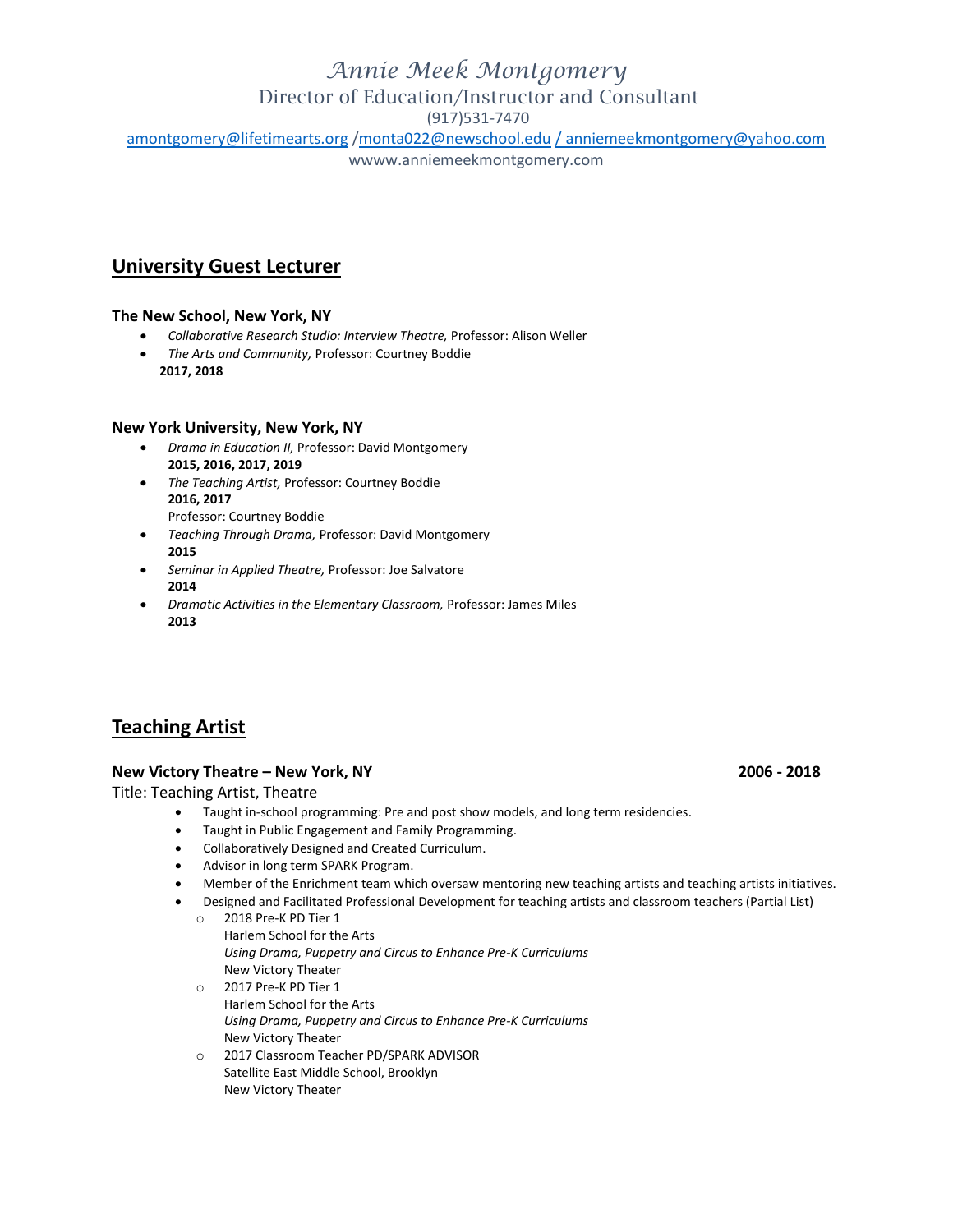# Annie Meek Montgomery

Director of Education/Instructor and Consultant

(917)531-7470

amontgomery@lifetimearts.org /monta022@newschool.edu / anniemeekmontgomery@yahoo.com

wwww.anniemeekmontgomery.com

## University Guest Lecturer

### The New School, New York, NY

- *Collaborative Research Studio: Interview Theatre,* Professor: Alison Weller
- *The Arts and Community,* Professor: Courtney Boddie

  **2017, 2018**

### New York University, New York, NY

- *Drama in Education II,* Professor: David Montgomery

  **2015, 2016, 2017, 2019**
- *The Teaching Artist,* Professor: Courtney Boddie

  **2016, 2017**

  Professor: Courtney Boddie
- *Teaching Through Drama,* Professor: David Montgomery

  **2015**
- *Seminar in Applied Theatre,* Professor: Joe Salvatore

  **2014**
- *Dramatic Activities in the Elementary Classroom,* Professor: James Miles

  **2013**

## Teaching Artist

### New Victory Theatre – New York, NY 2006 - 2018

Title: Teaching Artist, Theatre

- Taught in-school programming: Pre and post show models, and long term residencies.
- Taught in Public Engagement and Family Programming.
- Collaboratively Designed and Created Curriculum.
- Advisor in long term SPARK Program.
- Member of the Enrichment team which oversaw mentoring new teaching artists and teaching artists initiatives.
- Designed and Facilitated Professional Development for teaching artists and classroom teachers (Partial List)
  - 2018 Pre-K PD Tier 1

    Harlem School for the Arts

    *Using Drama, Puppetry and Circus to Enhance Pre-K Curriculums*

    New Victory Theater
  - 2017 Pre-K PD Tier 1

    Harlem School for the Arts

    *Using Drama, Puppetry and Circus to Enhance Pre-K Curriculums*

    New Victory Theater
  - 2017 Classroom Teacher PD/SPARK ADVISOR

    Satellite East Middle School, Brooklyn

    New Victory Theater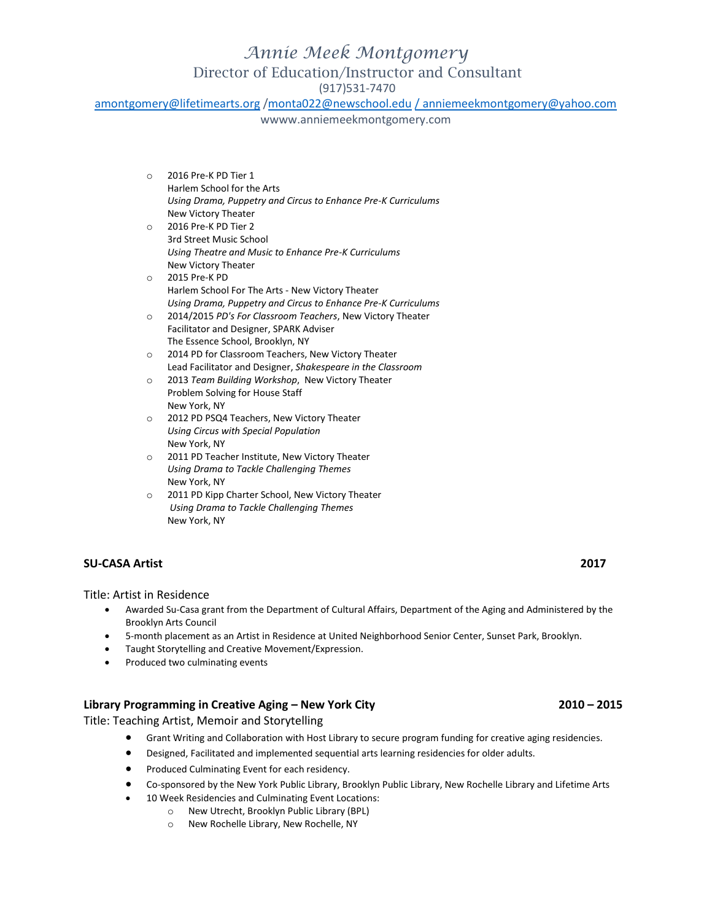# *Annie Meek Montgomery*

Director of Education/Instructor and Consultant

(917)531-7470

amontgomery@lifetimearts.org /monta022@newschool.edu / anniemeekmontgomery@yahoo.com

wwww.anniemeekmontgomery.com

- 2016 Pre-K PD Tier 1
  Harlem School for the Arts
  *Using Drama, Puppetry and Circus to Enhance Pre-K Curriculums*
  New Victory Theater
- 2016 Pre-K PD Tier 2
  3rd Street Music School
  *Using Theatre and Music to Enhance Pre-K Curriculums*
  New Victory Theater
- 2015 Pre-K PD
  Harlem School For The Arts - New Victory Theater
  *Using Drama, Puppetry and Circus to Enhance Pre-K Curriculums*
- 2014/2015 *PD's For Classroom Teachers*, New Victory Theater
  Facilitator and Designer, SPARK Adviser
  The Essence School, Brooklyn, NY
- 2014 PD for Classroom Teachers, New Victory Theater
  Lead Facilitator and Designer, *Shakespeare in the Classroom*
- 2013 *Team Building Workshop*, New Victory Theater
  Problem Solving for House Staff
  New York, NY
- 2012 PD PSQ4 Teachers, New Victory Theater
  *Using Circus with Special Population*
  New York, NY
- 2011 PD Teacher Institute, New Victory Theater
  *Using Drama to Tackle Challenging Themes*
  New York, NY
- 2011 PD Kipp Charter School, New Victory Theater
  *Using Drama to Tackle Challenging Themes*
  New York, NY

### SU-CASA Artist — 2017

Title: Artist in Residence

- Awarded Su-Casa grant from the Department of Cultural Affairs, Department of the Aging and Administered by the Brooklyn Arts Council
- 5-month placement as an Artist in Residence at United Neighborhood Senior Center, Sunset Park, Brooklyn.
- Taught Storytelling and Creative Movement/Expression.
- Produced two culminating events

### Library Programming in Creative Aging – New York City — 2010 – 2015

Title: Teaching Artist, Memoir and Storytelling

- Grant Writing and Collaboration with Host Library to secure program funding for creative aging residencies.
- Designed, Facilitated and implemented sequential arts learning residencies for older adults.
- Produced Culminating Event for each residency.
- Co-sponsored by the New York Public Library, Brooklyn Public Library, New Rochelle Library and Lifetime Arts
- 10 Week Residencies and Culminating Event Locations:
  - New Utrecht, Brooklyn Public Library (BPL)
  - New Rochelle Library, New Rochelle, NY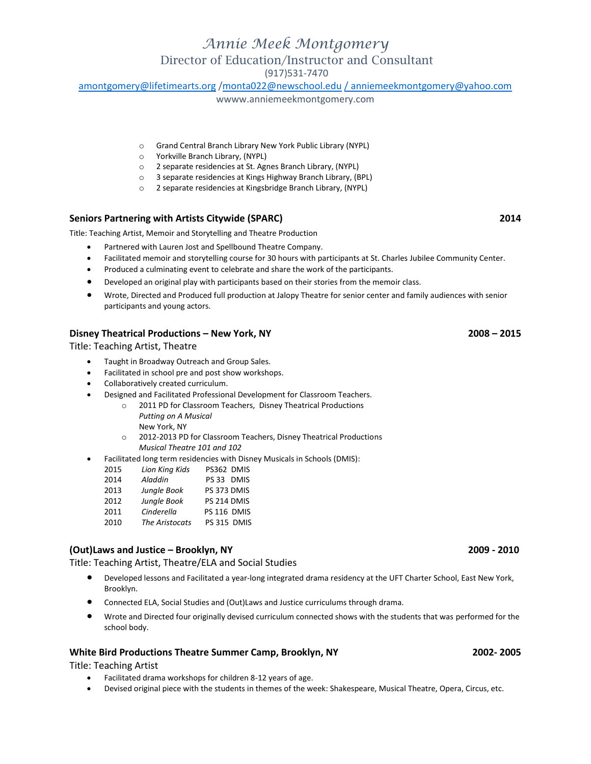# Annie Meek Montgomery

Director of Education/Instructor and Consultant

(917)531-7470

amontgomery@lifetimearts.org /monta022@newschool.edu / anniemeekmontgomery@yahoo.com

wwww.anniemeekmontgomery.com

- Grand Central Branch Library New York Public Library (NYPL)
- Yorkville Branch Library, (NYPL)
- 2 separate residencies at St. Agnes Branch Library, (NYPL)
- 3 separate residencies at Kings Highway Branch Library, (BPL)
- 2 separate residencies at Kingsbridge Branch Library, (NYPL)

**Seniors Partnering with Artists Citywide (SPARC)** **2014**

Title: Teaching Artist, Memoir and Storytelling and Theatre Production

- Partnered with Lauren Jost and Spellbound Theatre Company.
- Facilitated memoir and storytelling course for 30 hours with participants at St. Charles Jubilee Community Center.
- Produced a culminating event to celebrate and share the work of the participants.
- Developed an original play with participants based on their stories from the memoir class.
- Wrote, Directed and Produced full production at Jalopy Theatre for senior center and family audiences with senior participants and young actors.

**Disney Theatrical Productions – New York, NY** **2008 – 2015**

Title: Teaching Artist, Theatre

- Taught in Broadway Outreach and Group Sales.
- Facilitated in school pre and post show workshops.
- Collaboratively created curriculum.
- Designed and Facilitated Professional Development for Classroom Teachers.
  - 2011 PD for Classroom Teachers, Disney Theatrical Productions
    *Putting on A Musical*
    New York, NY
  - 2012-2013 PD for Classroom Teachers, Disney Theatrical Productions
    *Musical Theatre 101 and 102*
- Facilitated long term residencies with Disney Musicals in Schools (DMIS):

| | | |
|---|---|---|
| 2015 | *Lion King Kids* | PS362 DMIS |
| 2014 | *Aladdin* | PS 33 DMIS |
| 2013 | *Jungle Book* | PS 373 DMIS |
| 2012 | *Jungle Book* | PS 214 DMIS |
| 2011 | *Cinderella* | PS 116 DMIS |
| 2010 | *The Aristocats* | PS 315 DMIS |

**(Out)Laws and Justice – Brooklyn, NY** **2009 - 2010**

Title: Teaching Artist, Theatre/ELA and Social Studies

- Developed lessons and Facilitated a year-long integrated drama residency at the UFT Charter School, East New York, Brooklyn.
- Connected ELA, Social Studies and (Out)Laws and Justice curriculums through drama.
- Wrote and Directed four originally devised curriculum connected shows with the students that was performed for the school body.

**White Bird Productions Theatre Summer Camp, Brooklyn, NY** **2002- 2005**

Title: Teaching Artist

- Facilitated drama workshops for children 8-12 years of age.
- Devised original piece with the students in themes of the week: Shakespeare, Musical Theatre, Opera, Circus, etc.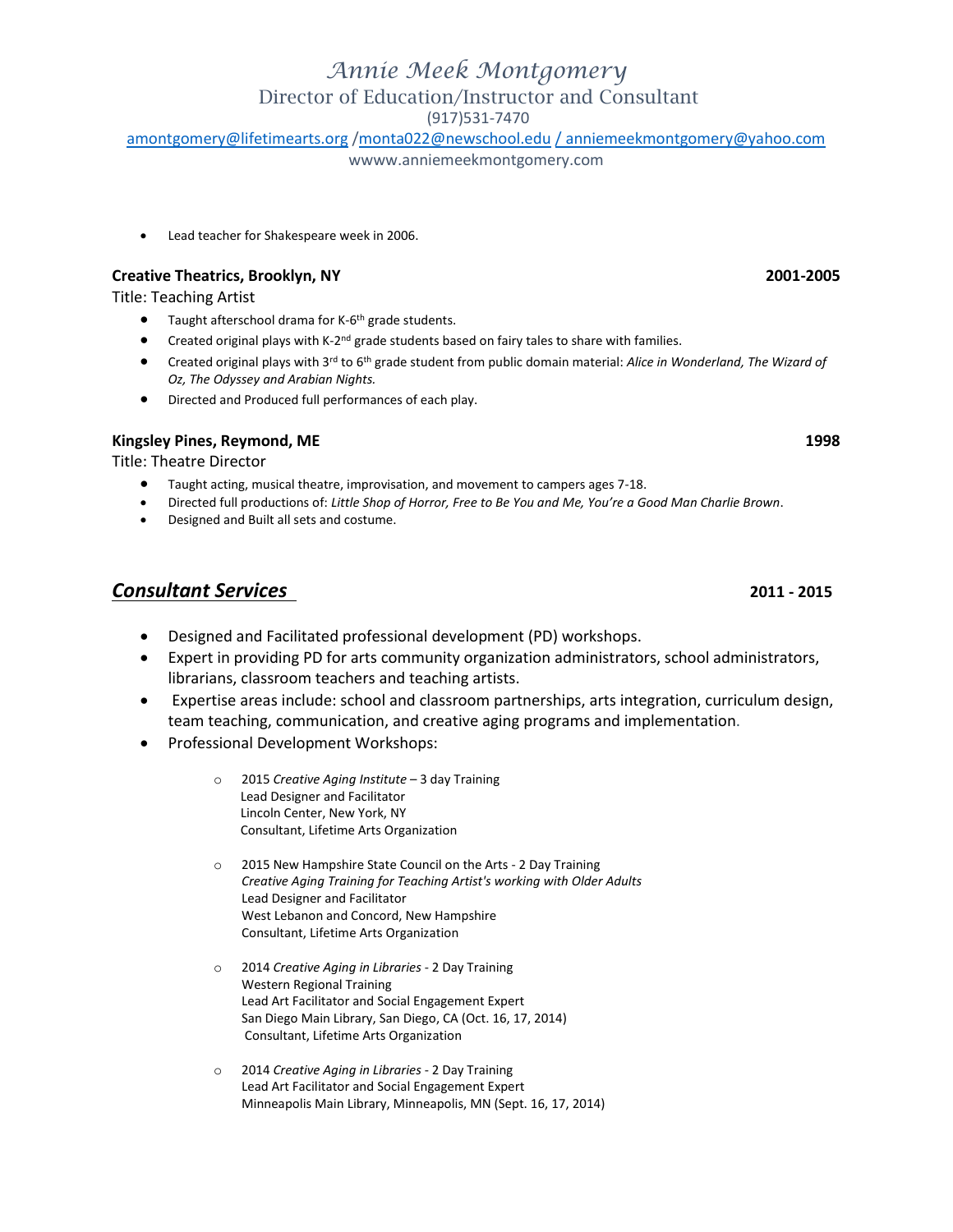# *Annie Meek Montgomery*

Director of Education/Instructor and Consultant

(917)531-7470

amontgomery@lifetimearts.org /monta022@newschool.edu / anniemeekmontgomery@yahoo.com

wwww.anniemeekmontgomery.com

- Lead teacher for Shakespeare week in 2006.

**Creative Theatrics, Brooklyn, NY** **2001-2005**

Title: Teaching Artist

- Taught afterschool drama for K-6th grade students.
- Created original plays with K-2nd grade students based on fairy tales to share with families.
- Created original plays with 3rd to 6th grade student from public domain material: *Alice in Wonderland, The Wizard of Oz, The Odyssey and Arabian Nights.*
- Directed and Produced full performances of each play.

**Kingsley Pines, Reymond, ME** **1998**

Title: Theatre Director

- Taught acting, musical theatre, improvisation, and movement to campers ages 7-18.
- Directed full productions of: *Little Shop of Horror, Free to Be You and Me, You're a Good Man Charlie Brown*.
- Designed and Built all sets and costume.

## ***Consultant Services*** **2011 - 2015**

- Designed and Facilitated professional development (PD) workshops.
- Expert in providing PD for arts community organization administrators, school administrators, librarians, classroom teachers and teaching artists.
- Expertise areas include: school and classroom partnerships, arts integration, curriculum design, team teaching, communication, and creative aging programs and implementation.
- Professional Development Workshops:
  - 2015 *Creative Aging Institute* – 3 day Training
    Lead Designer and Facilitator
    Lincoln Center, New York, NY
    Consultant, Lifetime Arts Organization
  - 2015 New Hampshire State Council on the Arts - 2 Day Training
    *Creative Aging Training for Teaching Artist's working with Older Adults*
    Lead Designer and Facilitator
    West Lebanon and Concord, New Hampshire
    Consultant, Lifetime Arts Organization
  - 2014 *Creative Aging in Libraries* - 2 Day Training
    Western Regional Training
    Lead Art Facilitator and Social Engagement Expert
    San Diego Main Library, San Diego, CA (Oct. 16, 17, 2014)
    Consultant, Lifetime Arts Organization
  - 2014 *Creative Aging in Libraries* - 2 Day Training
    Lead Art Facilitator and Social Engagement Expert
    Minneapolis Main Library, Minneapolis, MN (Sept. 16, 17, 2014)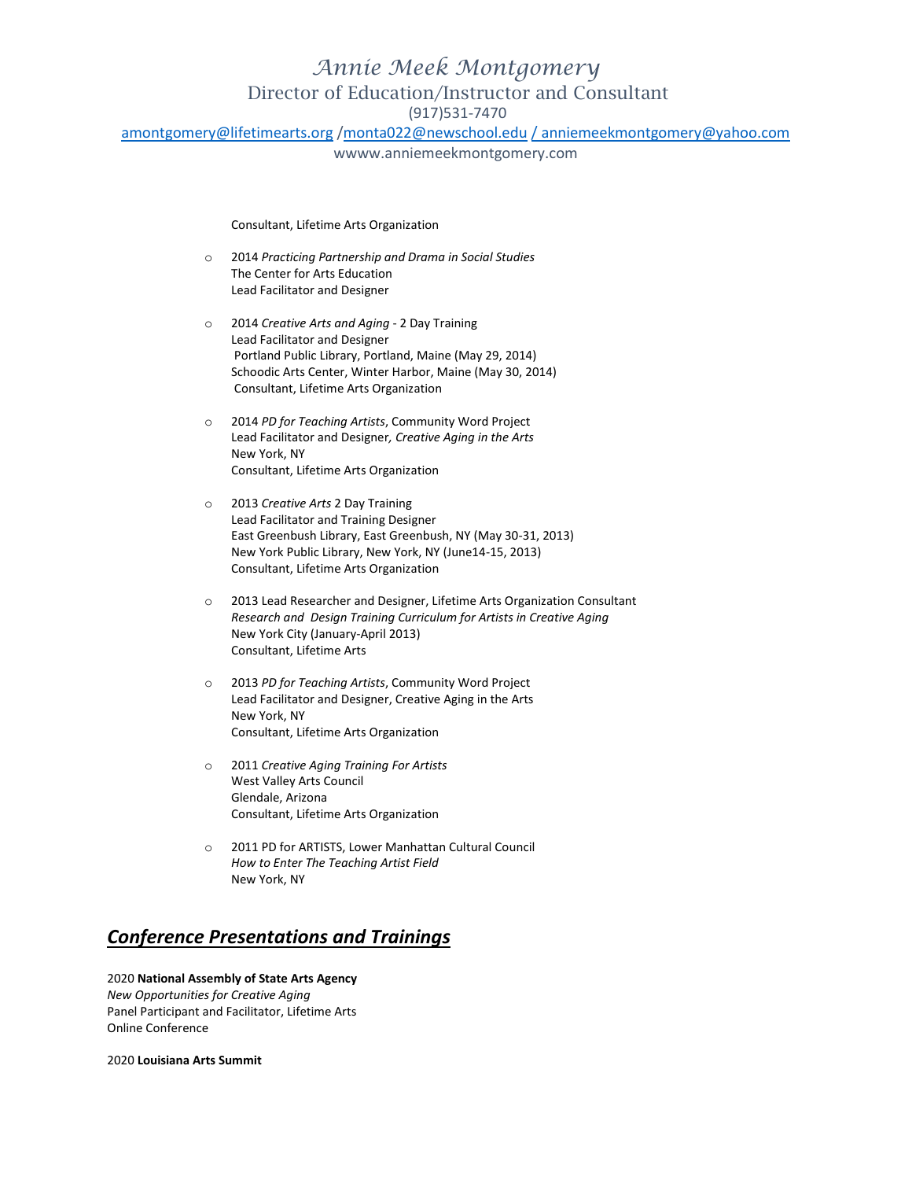Consultant, Lifetime Arts Organization

- 2014 *Practicing Partnership and Drama in Social Studies*
  The Center for Arts Education
  Lead Facilitator and Designer

- 2014 *Creative Arts and Aging* - 2 Day Training
  Lead Facilitator and Designer
  Portland Public Library, Portland, Maine (May 29, 2014)
  Schoodic Arts Center, Winter Harbor, Maine (May 30, 2014)
  Consultant, Lifetime Arts Organization

- 2014 *PD for Teaching Artists*, Community Word Project
  Lead Facilitator and Designer*, Creative Aging in the Arts*
  New York, NY
  Consultant, Lifetime Arts Organization

- 2013 *Creative Arts* 2 Day Training
  Lead Facilitator and Training Designer
  East Greenbush Library, East Greenbush, NY (May 30-31, 2013)
  New York Public Library, New York, NY (June14-15, 2013)
  Consultant, Lifetime Arts Organization

- 2013 Lead Researcher and Designer, Lifetime Arts Organization Consultant
  *Research and Design Training Curriculum for Artists in Creative Aging*
  New York City (January-April 2013)
  Consultant, Lifetime Arts

- 2013 *PD for Teaching Artists*, Community Word Project
  Lead Facilitator and Designer, Creative Aging in the Arts
  New York, NY
  Consultant, Lifetime Arts Organization

- 2011 *Creative Aging Training For Artists*
  West Valley Arts Council
  Glendale, Arizona
  Consultant, Lifetime Arts Organization

- 2011 PD for ARTISTS, Lower Manhattan Cultural Council
  *How to Enter The Teaching Artist Field*
  New York, NY

## ***Conference Presentations and Trainings***

2020 **National Assembly of State Arts Agency**
*New Opportunities for Creative Aging*
Panel Participant and Facilitator, Lifetime Arts
Online Conference

2020 **Louisiana Arts Summit**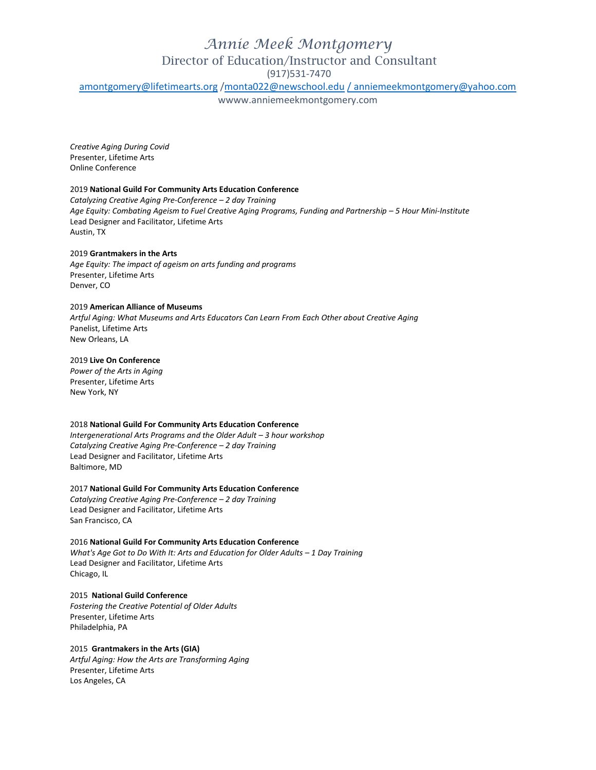# Annie Meek Montgomery

Director of Education/Instructor and Consultant

(917)531-7470

amontgomery@lifetimearts.org /monta022@newschool.edu / anniemeekmontgomery@yahoo.com

wwww.anniemeekmontgomery.com

*Creative Aging During Covid*
Presenter, Lifetime Arts
Online Conference

2019 **National Guild For Community Arts Education Conference**
*Catalyzing Creative Aging Pre-Conference – 2 day Training*
*Age Equity: Combating Ageism to Fuel Creative Aging Programs, Funding and Partnership – 5 Hour Mini-Institute*
Lead Designer and Facilitator, Lifetime Arts
Austin, TX

2019 **Grantmakers in the Arts**
*Age Equity: The impact of ageism on arts funding and programs*
Presenter, Lifetime Arts
Denver, CO

2019 **American Alliance of Museums**
*Artful Aging: What Museums and Arts Educators Can Learn From Each Other about Creative Aging*
Panelist, Lifetime Arts
New Orleans, LA

2019 **Live On Conference**
*Power of the Arts in Aging*
Presenter, Lifetime Arts
New York, NY

2018 **National Guild For Community Arts Education Conference**
*Intergenerational Arts Programs and the Older Adult – 3 hour workshop*
*Catalyzing Creative Aging Pre-Conference – 2 day Training*
Lead Designer and Facilitator, Lifetime Arts
Baltimore, MD

2017 **National Guild For Community Arts Education Conference**
*Catalyzing Creative Aging Pre-Conference – 2 day Training*
Lead Designer and Facilitator, Lifetime Arts
San Francisco, CA

2016 **National Guild For Community Arts Education Conference**
*What's Age Got to Do With It: Arts and Education for Older Adults – 1 Day Training*
Lead Designer and Facilitator, Lifetime Arts
Chicago, IL

2015 **National Guild Conference**
*Fostering the Creative Potential of Older Adults*
Presenter, Lifetime Arts
Philadelphia, PA

2015 **Grantmakers in the Arts (GIA)**
*Artful Aging: How the Arts are Transforming Aging*
Presenter, Lifetime Arts
Los Angeles, CA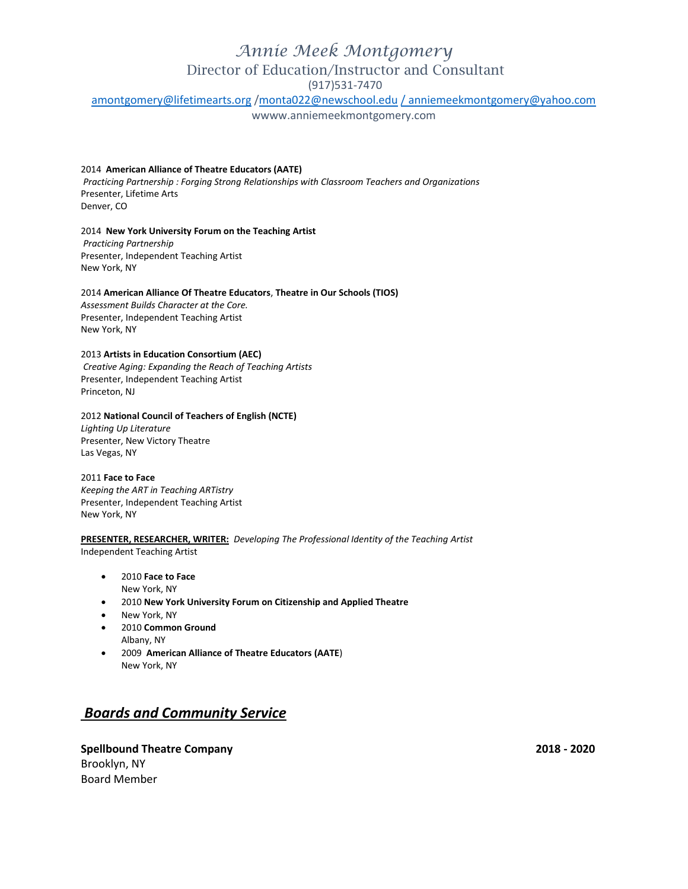# *Annie Meek Montgomery*

Director of Education/Instructor and Consultant

(917)531-7470

amontgomery@lifetimearts.org /monta022@newschool.edu / anniemeekmontgomery@yahoo.com

wwww.anniemeekmontgomery.com

2014 **American Alliance of Theatre Educators (AATE)**
*Practicing Partnership : Forging Strong Relationships with Classroom Teachers and Organizations*
Presenter, Lifetime Arts
Denver, CO

2014 **New York University Forum on the Teaching Artist**
*Practicing Partnership*
Presenter, Independent Teaching Artist
New York, NY

2014 **American Alliance Of Theatre Educators**, **Theatre in Our Schools (TIOS)**
*Assessment Builds Character at the Core.*
Presenter, Independent Teaching Artist
New York, NY

2013 **Artists in Education Consortium (AEC)**
*Creative Aging: Expanding the Reach of Teaching Artists*
Presenter, Independent Teaching Artist
Princeton, NJ

2012 **National Council of Teachers of English (NCTE)**
*Lighting Up Literature*
Presenter, New Victory Theatre
Las Vegas, NY

2011 **Face to Face**
*Keeping the ART in Teaching ARTistry*
Presenter, Independent Teaching Artist
New York, NY

**PRESENTER, RESEARCHER, WRITER:** *Developing The Professional Identity of the Teaching Artist*
Independent Teaching Artist

- 2010 **Face to Face**
  New York, NY
- 2010 **New York University Forum on Citizenship and Applied Theatre**
- New York, NY
- 2010 **Common Ground**
  Albany, NY
- 2009 **American Alliance of Theatre Educators (AATE**)
  New York, NY

## ***Boards and Community Service***

**Spellbound Theatre Company** **2018 - 2020**
Brooklyn, NY
Board Member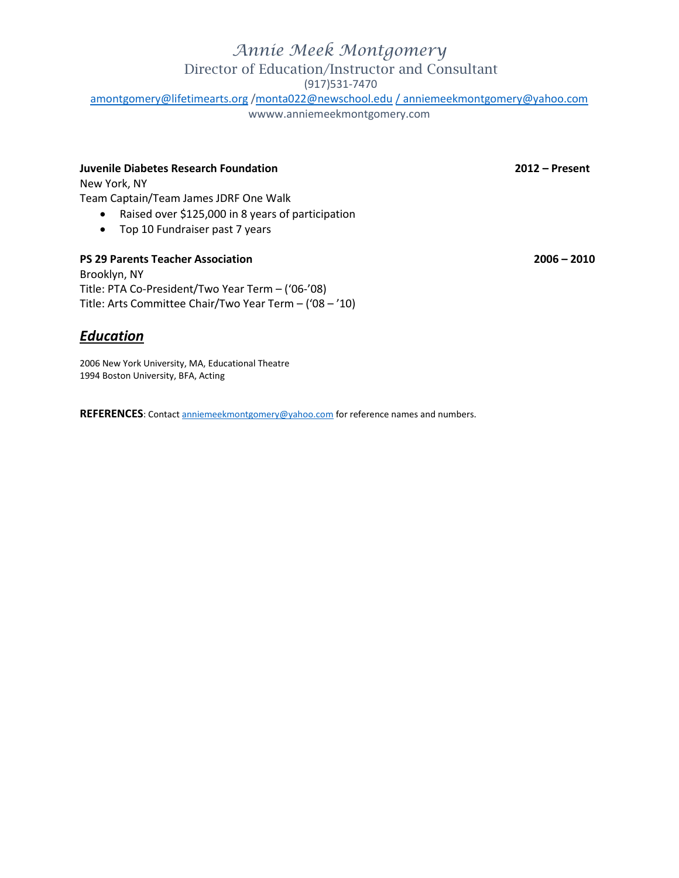# *Annie Meek Montgomery*

Director of Education/Instructor and Consultant

(917)531-7470

amontgomery@lifetimearts.org /monta022@newschool.edu / anniemeekmontgomery@yahoo.com

wwww.anniemeekmontgomery.com

**Juvenile Diabetes Research Foundation** **2012 – Present**

New York, NY

Team Captain/Team James JDRF One Walk

- Raised over $125,000 in 8 years of participation
- Top 10 Fundraiser past 7 years

**PS 29 Parents Teacher Association** **2006 – 2010**

Brooklyn, NY

Title: PTA Co-President/Two Year Term – ('06-'08)

Title: Arts Committee Chair/Two Year Term – ('08 – '10)

## ***Education***

2006 New York University, MA, Educational Theatre

1994 Boston University, BFA, Acting

**REFERENCES**: Contact anniemeekmontgomery@yahoo.com for reference names and numbers.